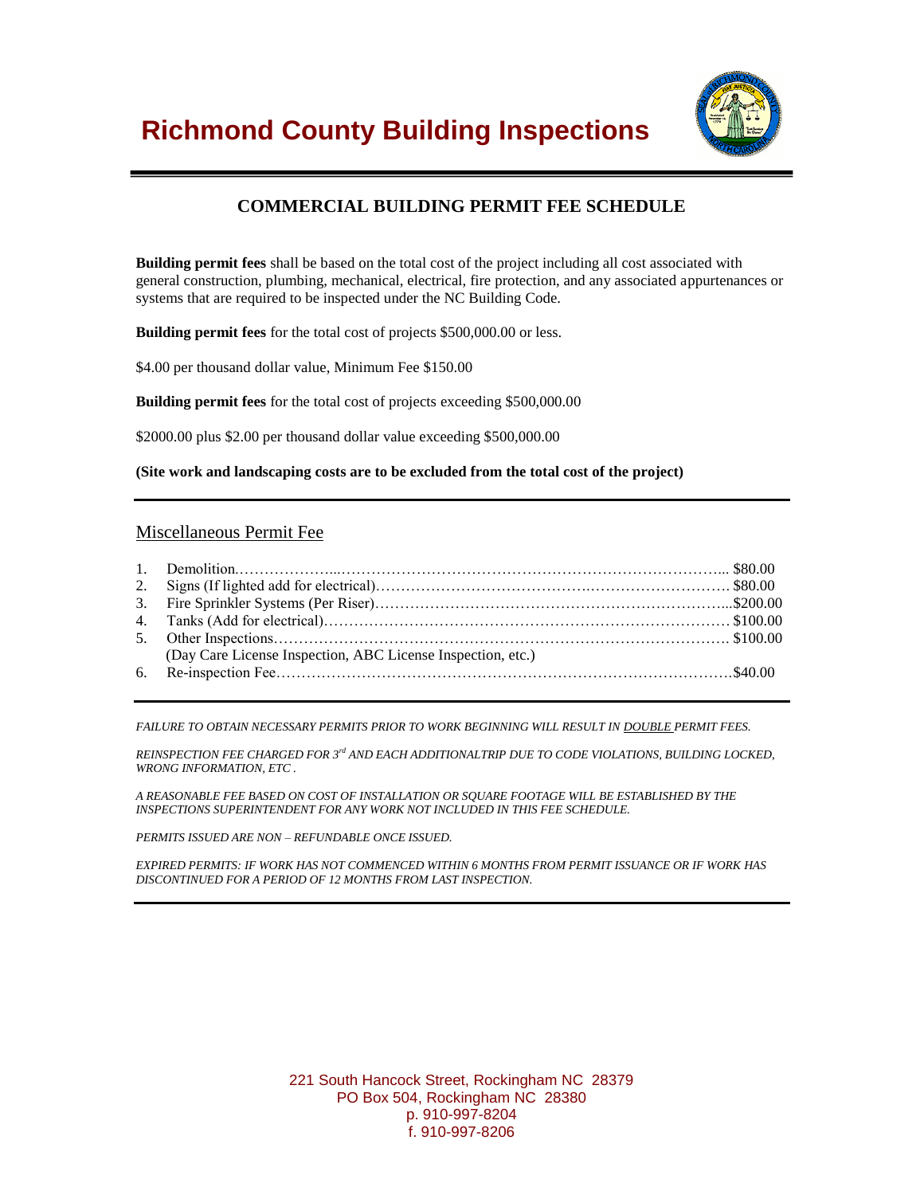# Richmond County Building Inspections

## COMMERCIAL BUILDING PERMIT FEE SCHEDULE

**Building permit fees** shall be based on the total cost of the project including all cost associated with general construction, plumbing, mechanical, electrical, fire protection, and any associated appurtenances or systems that are required to be inspected under the NC Building Code.

**Building permit fees** for the total cost of projects $500,000.00 or less.

$4.00 per thousand dollar value, Minimum Fee $150.00

**Building permit fees** for the total cost of projects exceeding $500,000.00

$2000.00 plus $2.00 per thousand dollar value exceeding $500,000.00

**(Site work and landscaping costs are to be excluded from the total cost of the project)**

---

### Miscellaneous Permit Fee

1. Demolition………………………………………………………………………… $80.00
2. Signs (If lighted add for electrical)………………………………………………… $80.00
3. Fire Sprinkler Systems (Per Riser)…………………………………………………$200.00
4. Tanks (Add for electrical)…………………………………………………………… $100.00
5. Other Inspections…………………………………………………………………… $100.00
   (Day Care License Inspection, ABC License Inspection, etc.)
6. Re-inspection Fee……………………………………………………………………$40.00

---

*FAILURE TO OBTAIN NECESSARY PERMITS PRIOR TO WORK BEGINNING WILL RESULT IN DOUBLE PERMIT FEES.*

*REINSPECTION FEE CHARGED FOR 3rd AND EACH ADDITIONALTRIP DUE TO CODE VIOLATIONS, BUILDING LOCKED, WRONG INFORMATION, ETC .*

*A REASONABLE FEE BASED ON COST OF INSTALLATION OR SQUARE FOOTAGE WILL BE ESTABLISHED BY THE INSPECTIONS SUPERINTENDENT FOR ANY WORK NOT INCLUDED IN THIS FEE SCHEDULE.*

*PERMITS ISSUED ARE NON – REFUNDABLE ONCE ISSUED.*

*EXPIRED PERMITS: IF WORK HAS NOT COMMENCED WITHIN 6 MONTHS FROM PERMIT ISSUANCE OR IF WORK HAS DISCONTINUED FOR A PERIOD OF 12 MONTHS FROM LAST INSPECTION.*

---

221 South Hancock Street, Rockingham NC 28379
PO Box 504, Rockingham NC 28380
p. 910-997-8204
f. 910-997-8206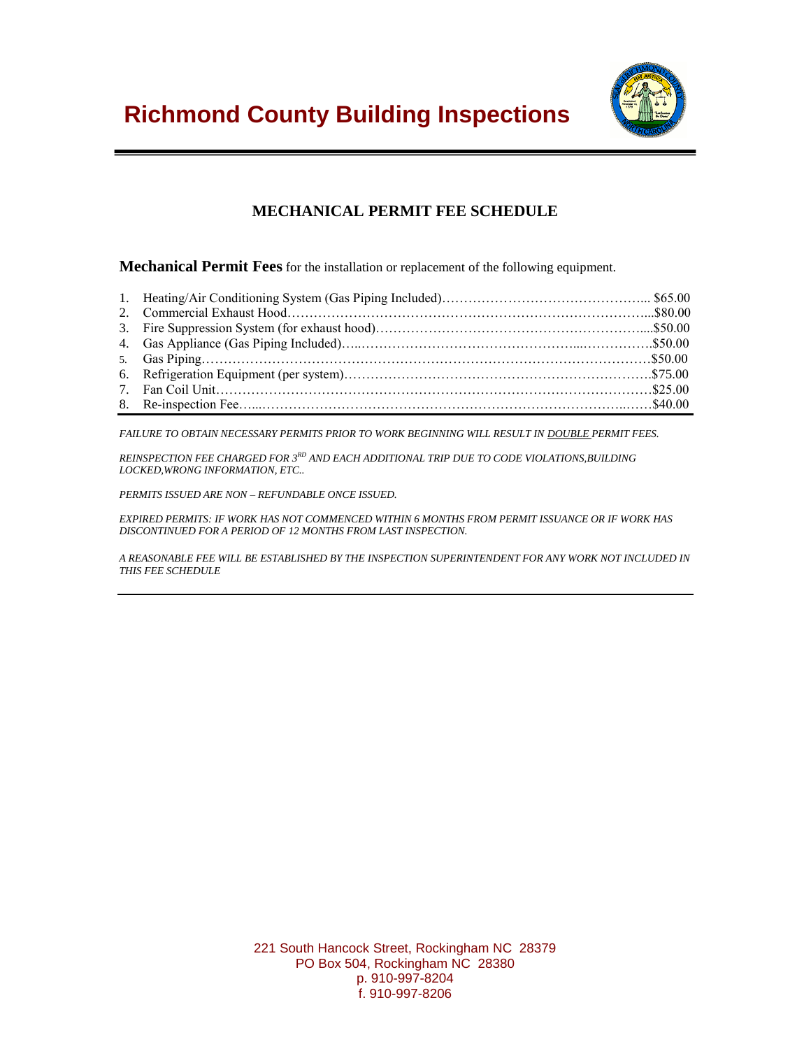# Richmond County Building Inspections

## MECHANICAL PERMIT FEE SCHEDULE

**Mechanical Permit Fees** for the installation or replacement of the following equipment.

1. Heating/Air Conditioning System (Gas Piping Included)………………………………………... $65.00
2. Commercial Exhaust Hood……………………………………………………………………...$80.00
3. Fire Suppression System (for exhaust hood)……………………………………………………....$50.00
4. Gas Appliance (Gas Piping Included)…..…………………………………………....……………$50.00
5. Gas Piping……………………………………………………………………………………………$50.00
6. Refrigeration Equipment (per system)……………………………………………………………$75.00
7. Fan Coil Unit………………………………………………………………………………………$25.00
8. Re-inspection Fee…...…………………………………………………………………………..……$40.00

*FAILURE TO OBTAIN NECESSARY PERMITS PRIOR TO WORK BEGINNING WILL RESULT IN DOUBLE PERMIT FEES.*

*REINSPECTION FEE CHARGED FOR 3RD AND EACH ADDITIONAL TRIP DUE TO CODE VIOLATIONS,BUILDING LOCKED,WRONG INFORMATION, ETC..*

*PERMITS ISSUED ARE NON – REFUNDABLE ONCE ISSUED.*

*EXPIRED PERMITS: IF WORK HAS NOT COMMENCED WITHIN 6 MONTHS FROM PERMIT ISSUANCE OR IF WORK HAS DISCONTINUED FOR A PERIOD OF 12 MONTHS FROM LAST INSPECTION.*

*A REASONABLE FEE WILL BE ESTABLISHED BY THE INSPECTION SUPERINTENDENT FOR ANY WORK NOT INCLUDED IN THIS FEE SCHEDULE*

221 South Hancock Street, Rockingham NC 28379
PO Box 504, Rockingham NC 28380
p. 910-997-8204
f. 910-997-8206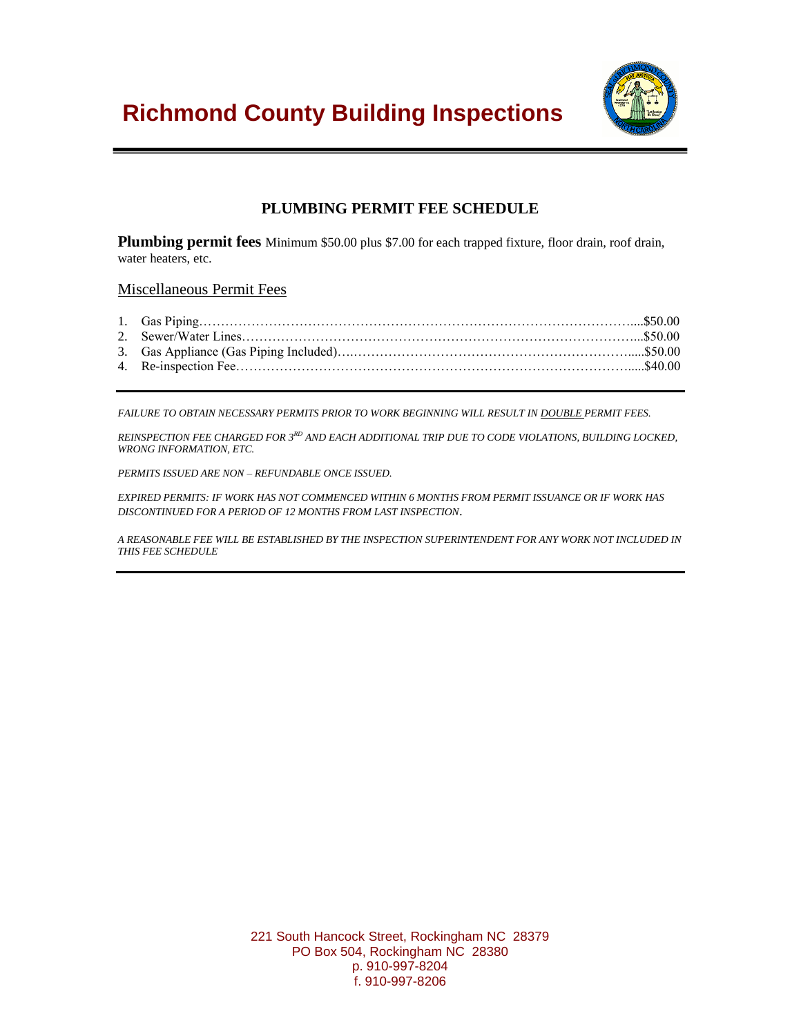# Richmond County Building Inspections

## PLUMBING PERMIT FEE SCHEDULE

**Plumbing permit fees** Minimum $50.00 plus $7.00 for each trapped fixture, floor drain, roof drain, water heaters, etc.

### Miscellaneous Permit Fees

1. Gas Piping……………………………………………………………………………………....$50.00
2. Sewer/Water Lines……………………………………………………………………………...$50.00
3. Gas Appliance (Gas Piping Included)….……………………………………………………….....$50.00
4. Re-inspection Fee……………………………………………………………………………......$40.00

---

*FAILURE TO OBTAIN NECESSARY PERMITS PRIOR TO WORK BEGINNING WILL RESULT IN DOUBLE PERMIT FEES.*

*REINSPECTION FEE CHARGED FOR 3RD AND EACH ADDITIONAL TRIP DUE TO CODE VIOLATIONS, BUILDING LOCKED, WRONG INFORMATION, ETC.*

*PERMITS ISSUED ARE NON – REFUNDABLE ONCE ISSUED.*

*EXPIRED PERMITS: IF WORK HAS NOT COMMENCED WITHIN 6 MONTHS FROM PERMIT ISSUANCE OR IF WORK HAS DISCONTINUED FOR A PERIOD OF 12 MONTHS FROM LAST INSPECTION.*

*A REASONABLE FEE WILL BE ESTABLISHED BY THE INSPECTION SUPERINTENDENT FOR ANY WORK NOT INCLUDED IN THIS FEE SCHEDULE*

---

221 South Hancock Street, Rockingham NC 28379
PO Box 504, Rockingham NC 28380
p. 910-997-8204
f. 910-997-8206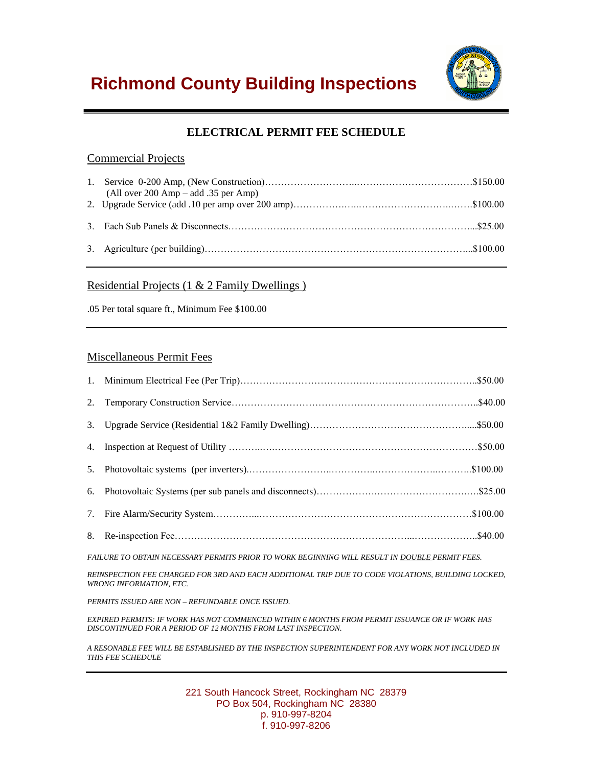# Richmond County Building Inspections

## ELECTRICAL PERMIT FEE SCHEDULE

### Commercial Projects

1. Service 0-200 Amp, (New Construction)……………………………………………………………$150.00
   (All over 200 Amp – add .35 per Amp)
2. Upgrade Service (add .10 per amp over 200 amp)………………………………………………$100.00
3. Each Sub Panels & Disconnects…………………………………………………………………$25.00
3. Agriculture (per building)……………………………………………………………………$100.00

### Residential Projects (1 & 2 Family Dwellings )

.05 Per total square ft., Minimum Fee $100.00

### Miscellaneous Permit Fees

1. Minimum Electrical Fee (Per Trip)…………………………………………………………$50.00
2. Temporary Construction Service……………………………………………………………$40.00
3. Upgrade Service (Residential 1&2 Family Dwelling)………………………………………$50.00
4. Inspection at Request of Utility ……………………………………………………………$50.00
5. Photovoltaic systems (per inverters)…………………………………………………………$100.00
6. Photovoltaic Systems (per sub panels and disconnects)……………………………………$25.00
7. Fire Alarm/Security System…………………………………………………………………$100.00
8. Re-inspection Fee………………………………………………………………………………$40.00

*FAILURE TO OBTAIN NECESSARY PERMITS PRIOR TO WORK BEGINNING WILL RESULT IN DOUBLE PERMIT FEES.*

*REINSPECTION FEE CHARGED FOR 3RD AND EACH ADDITIONAL TRIP DUE TO CODE VIOLATIONS, BUILDING LOCKED, WRONG INFORMATION, ETC.*

*PERMITS ISSUED ARE NON – REFUNDABLE ONCE ISSUED.*

*EXPIRED PERMITS: IF WORK HAS NOT COMMENCED WITHIN 6 MONTHS FROM PERMIT ISSUANCE OR IF WORK HAS DISCONTINUED FOR A PERIOD OF 12 MONTHS FROM LAST INSPECTION.*

*A RESONABLE FEE WILL BE ESTABLISHED BY THE INSPECTION SUPERINTENDENT FOR ANY WORK NOT INCLUDED IN THIS FEE SCHEDULE*

221 South Hancock Street, Rockingham NC 28379
PO Box 504, Rockingham NC 28380
p. 910-997-8204
f. 910-997-8206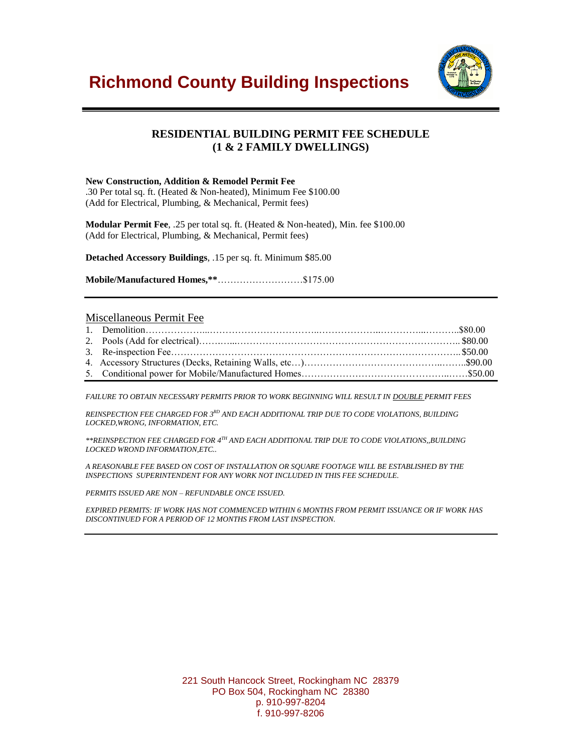# Richmond County Building Inspections

## RESIDENTIAL BUILDING PERMIT FEE SCHEDULE (1 & 2 FAMILY DWELLINGS)

**New Construction, Addition & Remodel Permit Fee**
.30 Per total sq. ft. (Heated & Non-heated), Minimum Fee $100.00
(Add for Electrical, Plumbing, & Mechanical, Permit fees)

**Modular Permit Fee**, .25 per total sq. ft. (Heated & Non-heated), Min. fee $100.00
(Add for Electrical, Plumbing, & Mechanical, Permit fees)

**Detached Accessory Buildings**, .15 per sq. ft. Minimum $85.00

**Mobile/Manufactured Homes,\*\***……………………….$175.00

---

Miscellaneous Permit Fee

1. Demolition……………………………………………………………………………..$80.00
2. Pools (Add for electrical)…………………………………………………………….. $80.00
3. Re-inspection Fee……………………………………………………………………... $50.00
4. Accessory Structures (Decks, Retaining Walls, etc…)……………………………..$90.00
5. Conditional power for Mobile/Manufactured Homes……………………………….$50.00

*FAILURE TO OBTAIN NECESSARY PERMITS PRIOR TO WORK BEGINNING WILL RESULT IN DOUBLE PERMIT FEES*

*REINSPECTION FEE CHARGED FOR 3RD AND EACH ADDITIONAL TRIP DUE TO CODE VIOLATIONS, BUILDING LOCKED,WRONG, INFORMATION, ETC.*

*\*\*REINSPECTION FEE CHARGED FOR 4TH AND EACH ADDITIONAL TRIP DUE TO CODE VIOLATIONS,,BUILDING LOCKED WROND INFORMATION,ETC..*

*A REASONABLE FEE BASED ON COST OF INSTALLATION OR SQUARE FOOTAGE WILL BE ESTABLISHED BY THE INSPECTIONS SUPERINTENDENT FOR ANY WORK NOT INCLUDED IN THIS FEE SCHEDULE.*

*PERMITS ISSUED ARE NON – REFUNDABLE ONCE ISSUED.*

*EXPIRED PERMITS: IF WORK HAS NOT COMMENCED WITHIN 6 MONTHS FROM PERMIT ISSUANCE OR IF WORK HAS DISCONTINUED FOR A PERIOD OF 12 MONTHS FROM LAST INSPECTION.*

---

221 South Hancock Street, Rockingham NC 28379
PO Box 504, Rockingham NC 28380
p. 910-997-8204
f. 910-997-8206